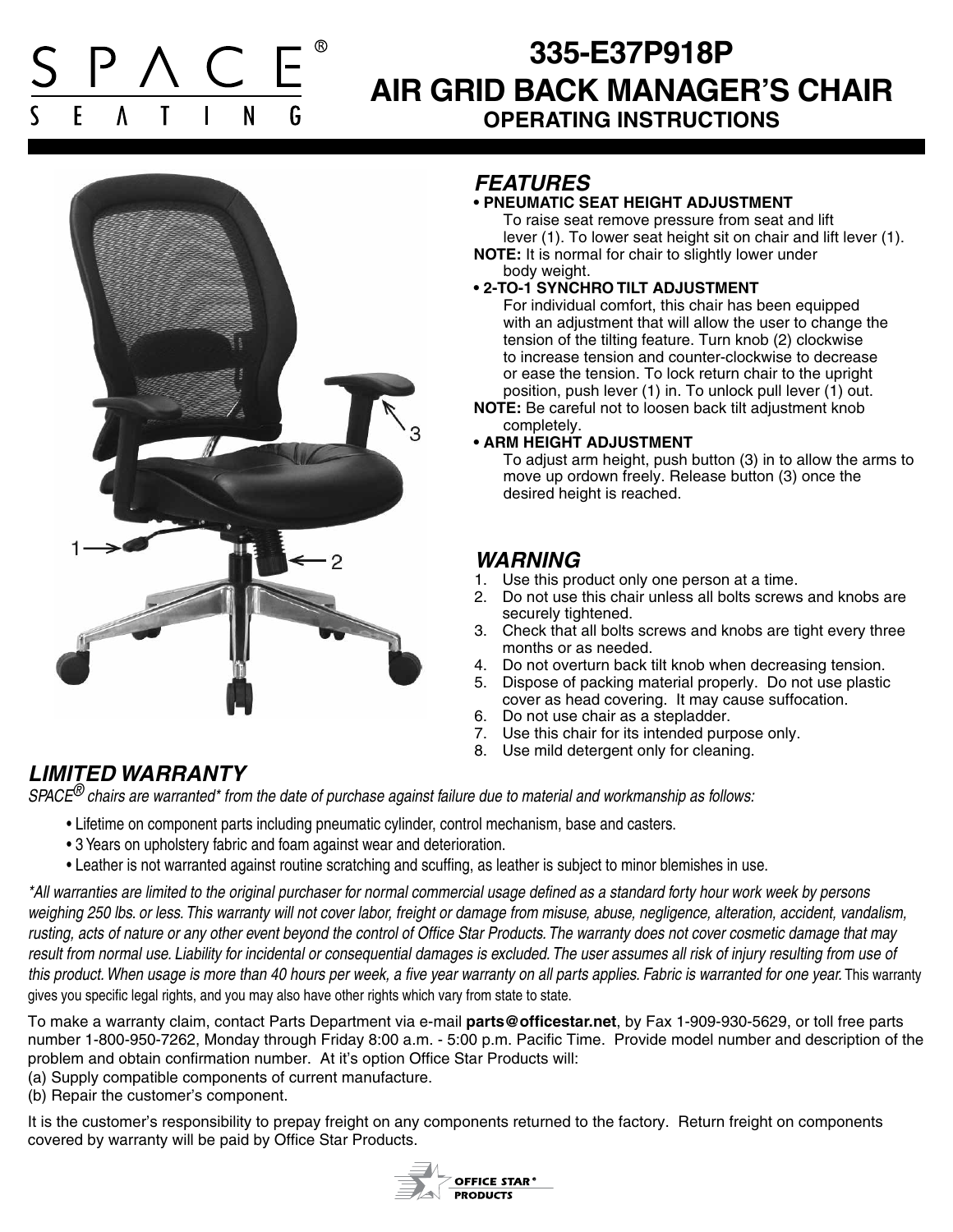SPACE® SEATING

# 335-E37P918P
# AIR GRID BACK MANAGER'S CHAIR
## OPERATING INSTRUCTIONS

## *FEATURES*

**• PNEUMATIC SEAT HEIGHT ADJUSTMENT**

To raise seat remove pressure from seat and lift lever (1). To lower seat height sit on chair and lift lever (1).

**NOTE:** It is normal for chair to slightly lower under body weight.

**• 2-TO-1 SYNCHRO TILT ADJUSTMENT**

For individual comfort, this chair has been equipped with an adjustment that will allow the user to change the tension of the tilting feature. Turn knob (2) clockwise to increase tension and counter-clockwise to decrease or ease the tension. To lock return chair to the upright position, push lever (1) in. To unlock pull lever (1) out.

**NOTE:** Be careful not to loosen back tilt adjustment knob completely.

**• ARM HEIGHT ADJUSTMENT**

To adjust arm height, push button (3) in to allow the arms to move up ordown freely. Release button (3) once the desired height is reached.

## *WARNING*

1. Use this product only one person at a time.
2. Do not use this chair unless all bolts screws and knobs are securely tightened.
3. Check that all bolts screws and knobs are tight every three months or as needed.
4. Do not overturn back tilt knob when decreasing tension.
5. Dispose of packing material properly. Do not use plastic cover as head covering. It may cause suffocation.
6. Do not use chair as a stepladder.
7. Use this chair for its intended purpose only.
8. Use mild detergent only for cleaning.

## *LIMITED WARRANTY*

*SPACE® chairs are warranted\* from the date of purchase against failure due to material and workmanship as follows:*

- Lifetime on component parts including pneumatic cylinder, control mechanism, base and casters.
- 3 Years on upholstery fabric and foam against wear and deterioration.
- Leather is not warranted against routine scratching and scuffing, as leather is subject to minor blemishes in use.

*\*All warranties are limited to the original purchaser for normal commercial usage defined as a standard forty hour work week by persons weighing 250 lbs. or less. This warranty will not cover labor, freight or damage from misuse, abuse, negligence, alteration, accident, vandalism, rusting, acts of nature or any other event beyond the control of Office Star Products. The warranty does not cover cosmetic damage that may result from normal use. Liability for incidental or consequential damages is excluded. The user assumes all risk of injury resulting from use of this product. When usage is more than 40 hours per week, a five year warranty on all parts applies. Fabric is warranted for one year.* This warranty gives you specific legal rights, and you may also have other rights which vary from state to state.

To make a warranty claim, contact Parts Department via e-mail **parts@officestar.net**, by Fax 1-909-930-5629, or toll free parts number 1-800-950-7262, Monday through Friday 8:00 a.m. - 5:00 p.m. Pacific Time. Provide model number and description of the problem and obtain confirmation number. At it's option Office Star Products will:

(a) Supply compatible components of current manufacture.

(b) Repair the customer's component.

It is the customer's responsibility to prepay freight on any components returned to the factory. Return freight on components covered by warranty will be paid by Office Star Products.

OFFICE STAR® PRODUCTS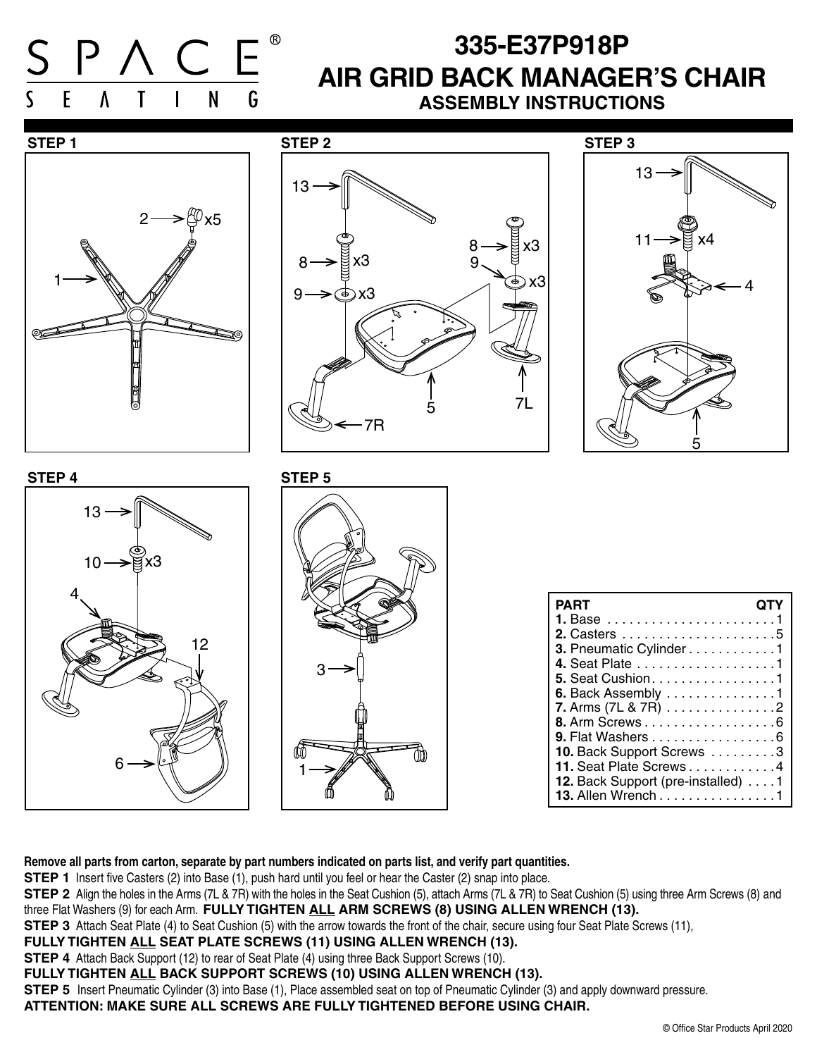# SPACE® SEATING

# 335-E37P918P AIR GRID BACK MANAGER'S CHAIR

## ASSEMBLY INSTRUCTIONS

**STEP 1**

2 x5

1

**STEP 2**

13

8 x3

9 x3

8 x3

9 x3

5

7L

7R

**STEP 3**

13

11 x4

4

5

**STEP 4**

13

10 x3

4

12

6

**STEP 5**

3

1

| PART | QTY |
|---|---|
| **1.** Base | 1 |
| **2.** Casters | 5 |
| **3.** Pneumatic Cylinder | 1 |
| **4.** Seat Plate | 1 |
| **5.** Seat Cushion | 1 |
| **6.** Back Assembly | 1 |
| **7.** Arms (7L & 7R) | 2 |
| **8.** Arm Screws | 6 |
| **9.** Flat Washers | 6 |
| **10.** Back Support Screws | 3 |
| **11.** Seat Plate Screws | 4 |
| **12.** Back Support (pre-installed) | 1 |
| **13.** Allen Wrench | 1 |

**Remove all parts from carton, separate by part numbers indicated on parts list, and verify part quantities.**

**STEP 1** Insert five Casters (2) into Base (1), push hard until you feel or hear the Caster (2) snap into place.

**STEP 2** Align the holes in the Arms (7L & 7R) with the holes in the Seat Cushion (5), attach Arms (7L & 7R) to Seat Cushion (5) using three Arm Screws (8) and three Flat Washers (9) for each Arm. **FULLY TIGHTEN ALL ARM SCREWS (8) USING ALLEN WRENCH (13).**

**STEP 3** Attach Seat Plate (4) to Seat Cushion (5) with the arrow towards the front of the chair, secure using four Seat Plate Screws (11),

**FULLY TIGHTEN ALL SEAT PLATE SCREWS (11) USING ALLEN WRENCH (13).**

**STEP 4** Attach Back Support (12) to rear of Seat Plate (4) using three Back Support Screws (10).

**FULLY TIGHTEN ALL BACK SUPPORT SCREWS (10) USING ALLEN WRENCH (13).**

**STEP 5** Insert Pneumatic Cylinder (3) into Base (1), Place assembled seat on top of Pneumatic Cylinder (3) and apply downward pressure.

**ATTENTION: MAKE SURE ALL SCREWS ARE FULLY TIGHTENED BEFORE USING CHAIR.**

© Office Star Products April 2020